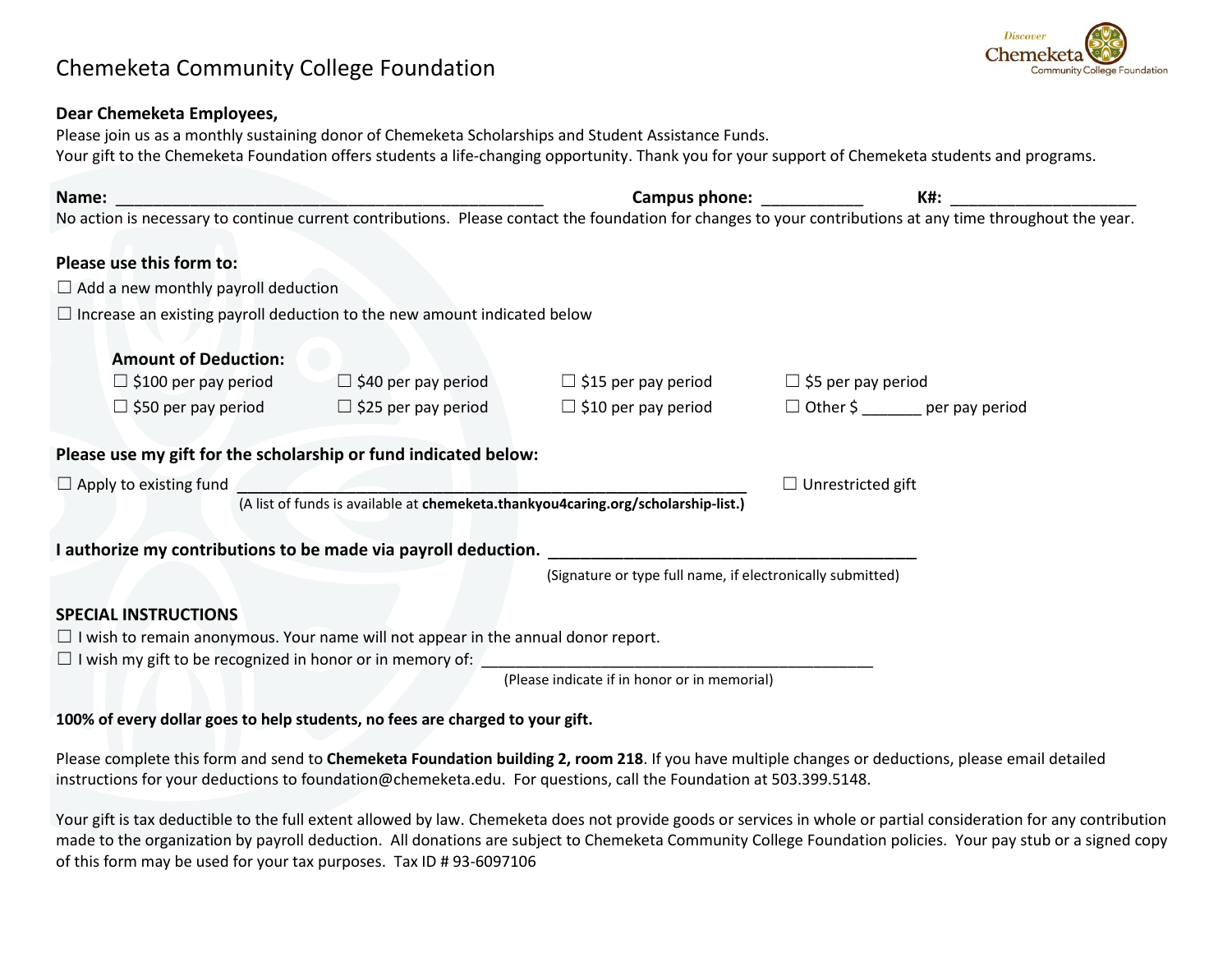# Chemeketa Community College Foundation

**Dear Chemeketa Employees,**

Please join us as a monthly sustaining donor of Chemeketa Scholarships and Student Assistance Funds.
Your gift to the Chemeketa Foundation offers students a life-changing opportunity. Thank you for your support of Chemeketa students and programs.

**Name:** ________________________________________________ **Campus phone:** ___________ **K#:** ____________________

No action is necessary to continue current contributions. Please contact the foundation for changes to your contributions at any time throughout the year.

**Please use this form to:**

☐ Add a new monthly payroll deduction

☐ Increase an existing payroll deduction to the new amount indicated below

**Amount of Deduction:**

| | | | |
|---|---|---|---|
| ☐ $100 per pay period | ☐ $40 per pay period | ☐ $15 per pay period | ☐ $5 per pay period |
| ☐ $50 per pay period | ☐ $25 per pay period | ☐ $10 per pay period | ☐ Other $ _______ per pay period |

**Please use my gift for the scholarship or fund indicated below:**

☐ Apply to existing fund ________________________________________________________ ☐ Unrestricted gift

(A list of funds is available at **chemeketa.thankyou4caring.org/scholarship-list.)**

**I authorize my contributions to be made via payroll deduction.** _________________________________________

(Signature or type full name, if electronically submitted)

**SPECIAL INSTRUCTIONS**

☐ I wish to remain anonymous. Your name will not appear in the annual donor report.

☐ I wish my gift to be recognized in honor or in memory of: _____________________________________________

(Please indicate if in honor or in memorial)

**100% of every dollar goes to help students, no fees are charged to your gift.**

Please complete this form and send to **Chemeketa Foundation building 2, room 218**. If you have multiple changes or deductions, please email detailed instructions for your deductions to foundation@chemeketa.edu. For questions, call the Foundation at 503.399.5148.

Your gift is tax deductible to the full extent allowed by law. Chemeketa does not provide goods or services in whole or partial consideration for any contribution made to the organization by payroll deduction. All donations are subject to Chemeketa Community College Foundation policies. Your pay stub or a signed copy of this form may be used for your tax purposes. Tax ID # 93-6097106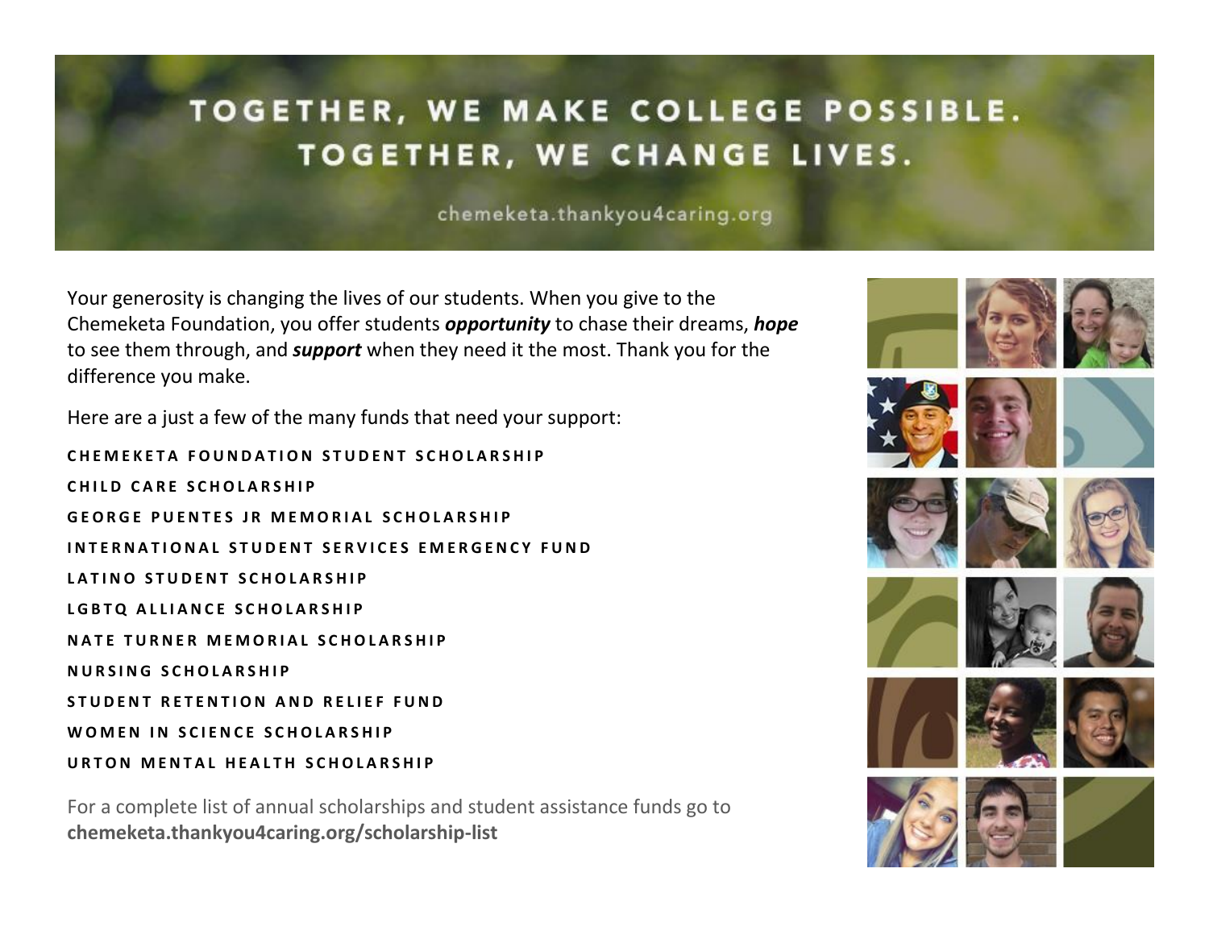# TOGETHER, WE MAKE COLLEGE POSSIBLE. TOGETHER, WE CHANGE LIVES.

chemeketa.thankyou4caring.org

Your generosity is changing the lives of our students. When you give to the Chemeketa Foundation, you offer students ***opportunity*** to chase their dreams, ***hope*** to see them through, and ***support*** when they need it the most. Thank you for the difference you make.

Here are a just a few of the many funds that need your support:

**CHEMEKETA FOUNDATION STUDENT SCHOLARSHIP**

**CHILD CARE SCHOLARSHIP**

**GEORGE PUENTES JR MEMORIAL SCHOLARSHIP**

**INTERNATIONAL STUDENT SERVICES EMERGENCY FUND**

**LATINO STUDENT SCHOLARSHIP**

**LGBTQ ALLIANCE SCHOLARSHIP**

**NATE TURNER MEMORIAL SCHOLARSHIP**

**NURSING SCHOLARSHIP**

**STUDENT RETENTION AND RELIEF FUND**

**WOMEN IN SCIENCE SCHOLARSHIP**

**URTON MENTAL HEALTH SCHOLARSHIP**

For a complete list of annual scholarships and student assistance funds go to **chemeketa.thankyou4caring.org/scholarship-list**